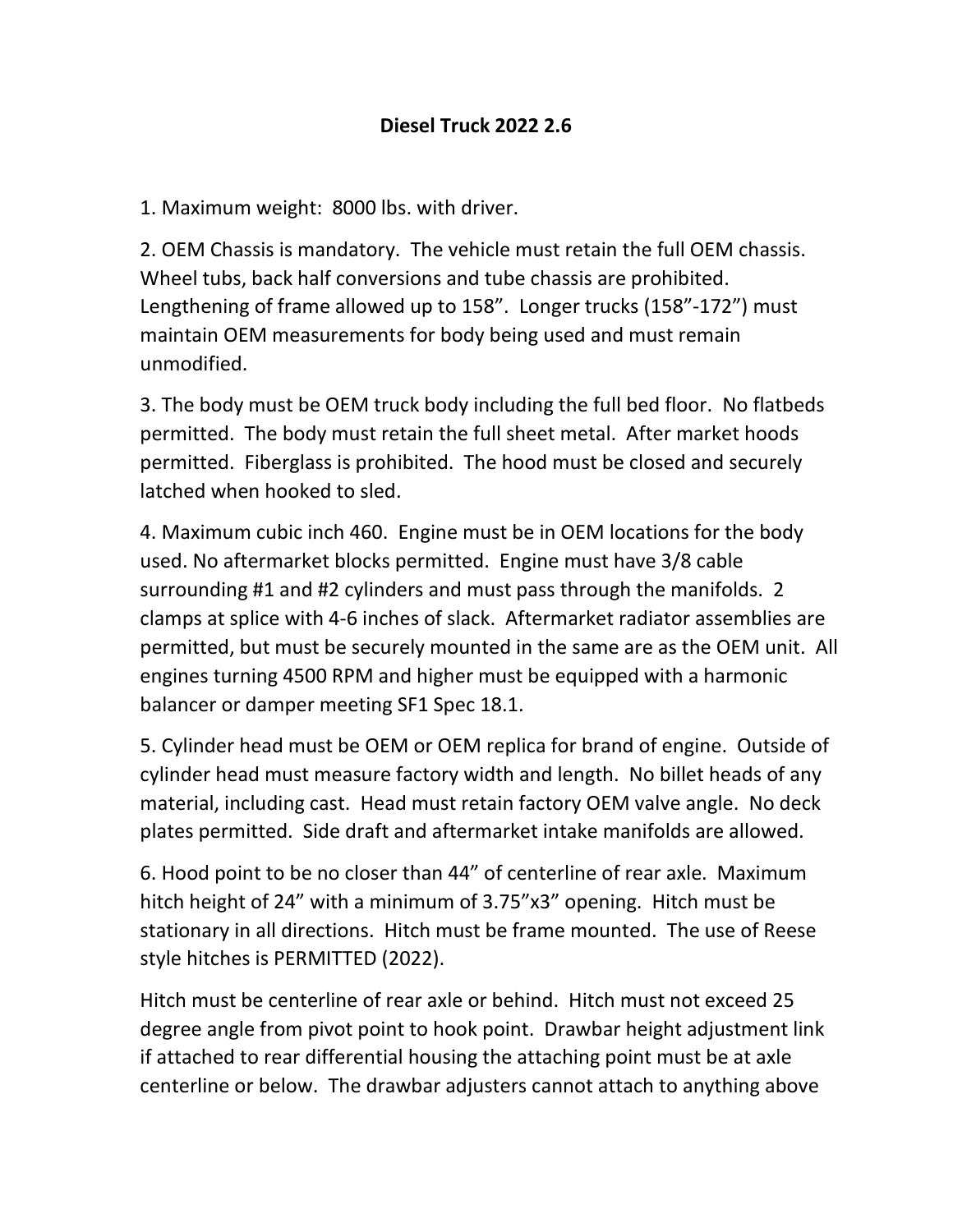# Diesel Truck 2022 2.6

1. Maximum weight: 8000 lbs. with driver.

2. OEM Chassis is mandatory. The vehicle must retain the full OEM chassis. Wheel tubs, back half conversions and tube chassis are prohibited. Lengthening of frame allowed up to 158". Longer trucks (158"-172") must maintain OEM measurements for body being used and must remain unmodified.

3. The body must be OEM truck body including the full bed floor. No flatbeds permitted. The body must retain the full sheet metal. After market hoods permitted. Fiberglass is prohibited. The hood must be closed and securely latched when hooked to sled.

4. Maximum cubic inch 460. Engine must be in OEM locations for the body used. No aftermarket blocks permitted. Engine must have 3/8 cable surrounding #1 and #2 cylinders and must pass through the manifolds. 2 clamps at splice with 4-6 inches of slack. Aftermarket radiator assemblies are permitted, but must be securely mounted in the same are as the OEM unit. All engines turning 4500 RPM and higher must be equipped with a harmonic balancer or damper meeting SF1 Spec 18.1.

5. Cylinder head must be OEM or OEM replica for brand of engine. Outside of cylinder head must measure factory width and length. No billet heads of any material, including cast. Head must retain factory OEM valve angle. No deck plates permitted. Side draft and aftermarket intake manifolds are allowed.

6. Hood point to be no closer than 44" of centerline of rear axle. Maximum hitch height of 24" with a minimum of 3.75"x3" opening. Hitch must be stationary in all directions. Hitch must be frame mounted. The use of Reese style hitches is PERMITTED (2022).

Hitch must be centerline of rear axle or behind. Hitch must not exceed 25 degree angle from pivot point to hook point. Drawbar height adjustment link if attached to rear differential housing the attaching point must be at axle centerline or below. The drawbar adjusters cannot attach to anything above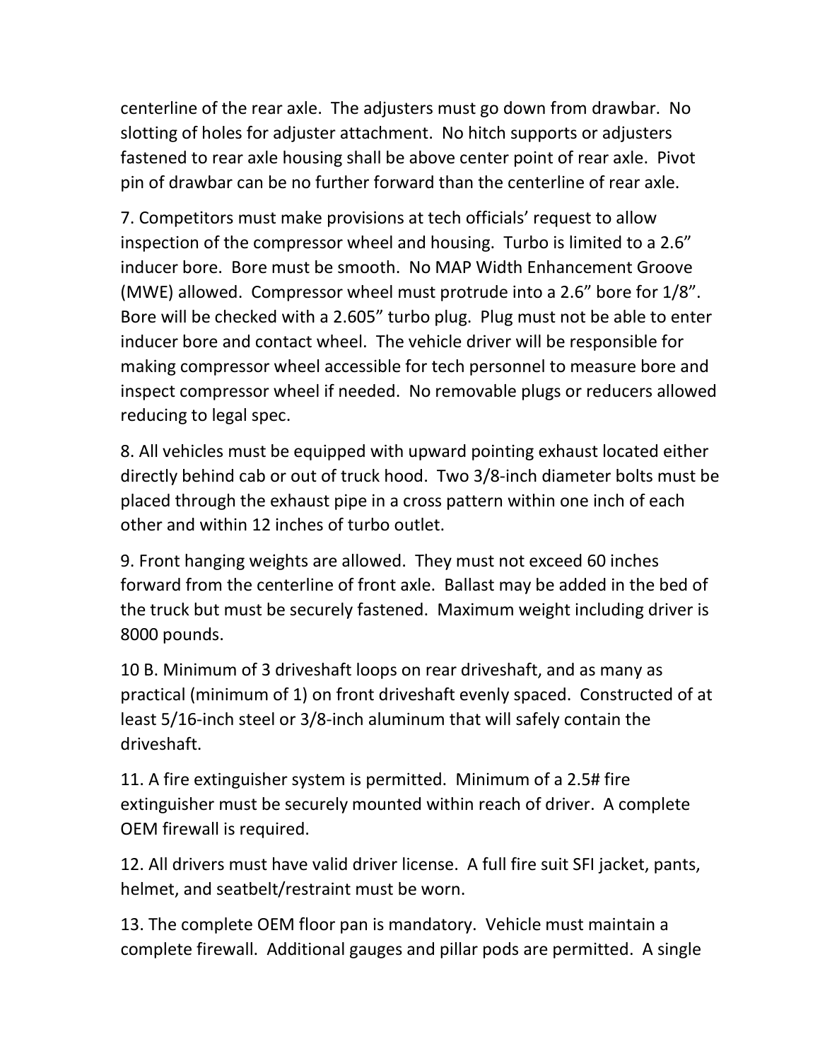centerline of the rear axle. The adjusters must go down from drawbar. No slotting of holes for adjuster attachment. No hitch supports or adjusters fastened to rear axle housing shall be above center point of rear axle. Pivot pin of drawbar can be no further forward than the centerline of rear axle.

7. Competitors must make provisions at tech officials' request to allow inspection of the compressor wheel and housing. Turbo is limited to a 2.6" inducer bore. Bore must be smooth. No MAP Width Enhancement Groove (MWE) allowed. Compressor wheel must protrude into a 2.6" bore for 1/8". Bore will be checked with a 2.605" turbo plug. Plug must not be able to enter inducer bore and contact wheel. The vehicle driver will be responsible for making compressor wheel accessible for tech personnel to measure bore and inspect compressor wheel if needed. No removable plugs or reducers allowed reducing to legal spec.

8. All vehicles must be equipped with upward pointing exhaust located either directly behind cab or out of truck hood. Two 3/8-inch diameter bolts must be placed through the exhaust pipe in a cross pattern within one inch of each other and within 12 inches of turbo outlet.

9. Front hanging weights are allowed. They must not exceed 60 inches forward from the centerline of front axle. Ballast may be added in the bed of the truck but must be securely fastened. Maximum weight including driver is 8000 pounds.

10 B. Minimum of 3 driveshaft loops on rear driveshaft, and as many as practical (minimum of 1) on front driveshaft evenly spaced. Constructed of at least 5/16-inch steel or 3/8-inch aluminum that will safely contain the driveshaft.

11. A fire extinguisher system is permitted. Minimum of a 2.5# fire extinguisher must be securely mounted within reach of driver. A complete OEM firewall is required.

12. All drivers must have valid driver license. A full fire suit SFI jacket, pants, helmet, and seatbelt/restraint must be worn.

13. The complete OEM floor pan is mandatory. Vehicle must maintain a complete firewall. Additional gauges and pillar pods are permitted. A single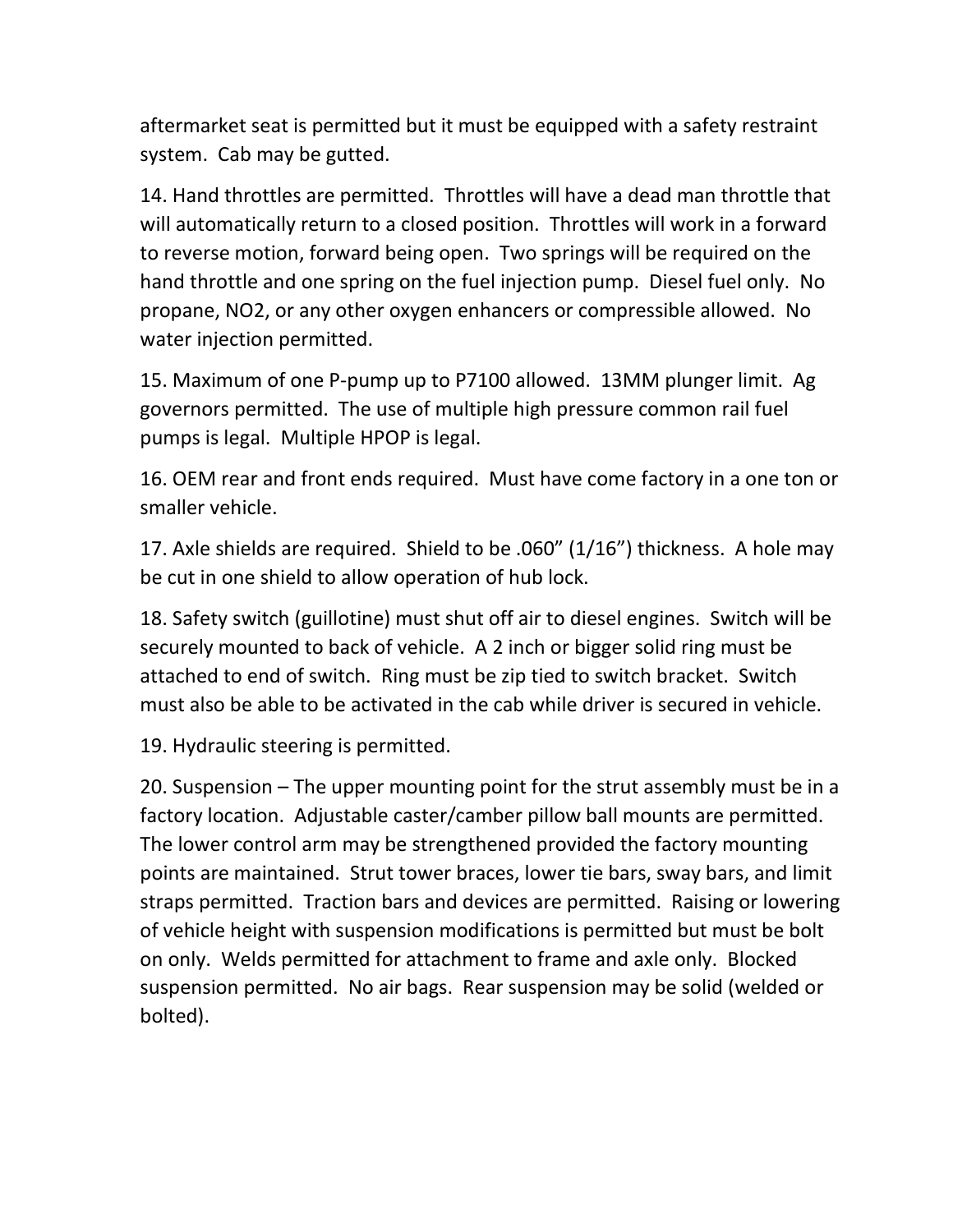aftermarket seat is permitted but it must be equipped with a safety restraint system. Cab may be gutted.

14. Hand throttles are permitted. Throttles will have a dead man throttle that will automatically return to a closed position. Throttles will work in a forward to reverse motion, forward being open. Two springs will be required on the hand throttle and one spring on the fuel injection pump. Diesel fuel only. No propane, NO2, or any other oxygen enhancers or compressible allowed. No water injection permitted.

15. Maximum of one P-pump up to P7100 allowed. 13MM plunger limit. Ag governors permitted. The use of multiple high pressure common rail fuel pumps is legal. Multiple HPOP is legal.

16. OEM rear and front ends required. Must have come factory in a one ton or smaller vehicle.

17. Axle shields are required. Shield to be .060" (1/16") thickness. A hole may be cut in one shield to allow operation of hub lock.

18. Safety switch (guillotine) must shut off air to diesel engines. Switch will be securely mounted to back of vehicle. A 2 inch or bigger solid ring must be attached to end of switch. Ring must be zip tied to switch bracket. Switch must also be able to be activated in the cab while driver is secured in vehicle.

19. Hydraulic steering is permitted.

20. Suspension – The upper mounting point for the strut assembly must be in a factory location. Adjustable caster/camber pillow ball mounts are permitted. The lower control arm may be strengthened provided the factory mounting points are maintained. Strut tower braces, lower tie bars, sway bars, and limit straps permitted. Traction bars and devices are permitted. Raising or lowering of vehicle height with suspension modifications is permitted but must be bolt on only. Welds permitted for attachment to frame and axle only. Blocked suspension permitted. No air bags. Rear suspension may be solid (welded or bolted).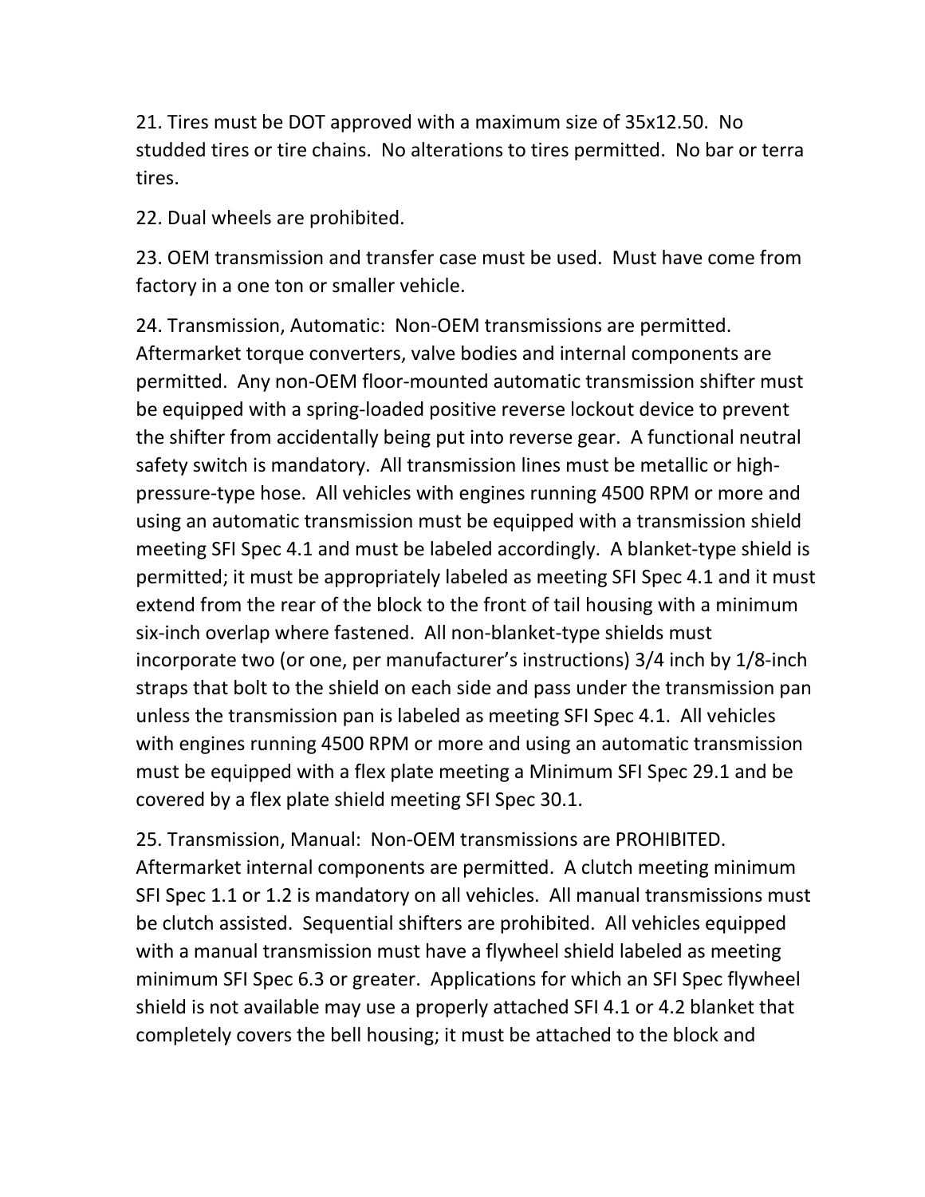21. Tires must be DOT approved with a maximum size of 35x12.50. No studded tires or tire chains. No alterations to tires permitted. No bar or terra tires.

22. Dual wheels are prohibited.

23. OEM transmission and transfer case must be used. Must have come from factory in a one ton or smaller vehicle.

24. Transmission, Automatic: Non-OEM transmissions are permitted. Aftermarket torque converters, valve bodies and internal components are permitted. Any non-OEM floor-mounted automatic transmission shifter must be equipped with a spring-loaded positive reverse lockout device to prevent the shifter from accidentally being put into reverse gear. A functional neutral safety switch is mandatory. All transmission lines must be metallic or high-pressure-type hose. All vehicles with engines running 4500 RPM or more and using an automatic transmission must be equipped with a transmission shield meeting SFI Spec 4.1 and must be labeled accordingly. A blanket-type shield is permitted; it must be appropriately labeled as meeting SFI Spec 4.1 and it must extend from the rear of the block to the front of tail housing with a minimum six-inch overlap where fastened. All non-blanket-type shields must incorporate two (or one, per manufacturer's instructions) 3/4 inch by 1/8-inch straps that bolt to the shield on each side and pass under the transmission pan unless the transmission pan is labeled as meeting SFI Spec 4.1. All vehicles with engines running 4500 RPM or more and using an automatic transmission must be equipped with a flex plate meeting a Minimum SFI Spec 29.1 and be covered by a flex plate shield meeting SFI Spec 30.1.

25. Transmission, Manual: Non-OEM transmissions are PROHIBITED. Aftermarket internal components are permitted. A clutch meeting minimum SFI Spec 1.1 or 1.2 is mandatory on all vehicles. All manual transmissions must be clutch assisted. Sequential shifters are prohibited. All vehicles equipped with a manual transmission must have a flywheel shield labeled as meeting minimum SFI Spec 6.3 or greater. Applications for which an SFI Spec flywheel shield is not available may use a properly attached SFI 4.1 or 4.2 blanket that completely covers the bell housing; it must be attached to the block and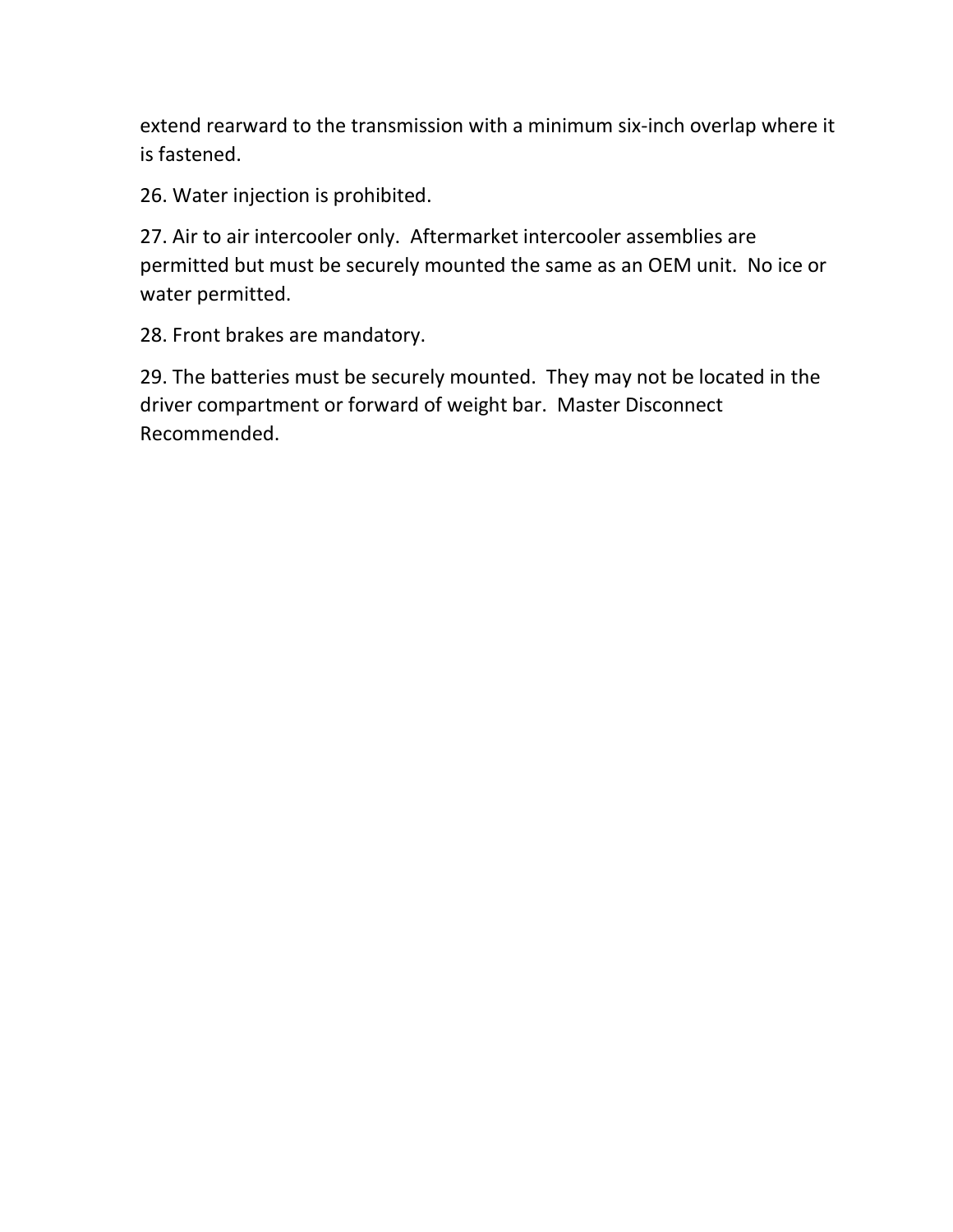extend rearward to the transmission with a minimum six-inch overlap where it is fastened.

26. Water injection is prohibited.

27. Air to air intercooler only.  Aftermarket intercooler assemblies are permitted but must be securely mounted the same as an OEM unit.  No ice or water permitted.

28. Front brakes are mandatory.

29. The batteries must be securely mounted.  They may not be located in the driver compartment or forward of weight bar.  Master Disconnect Recommended.